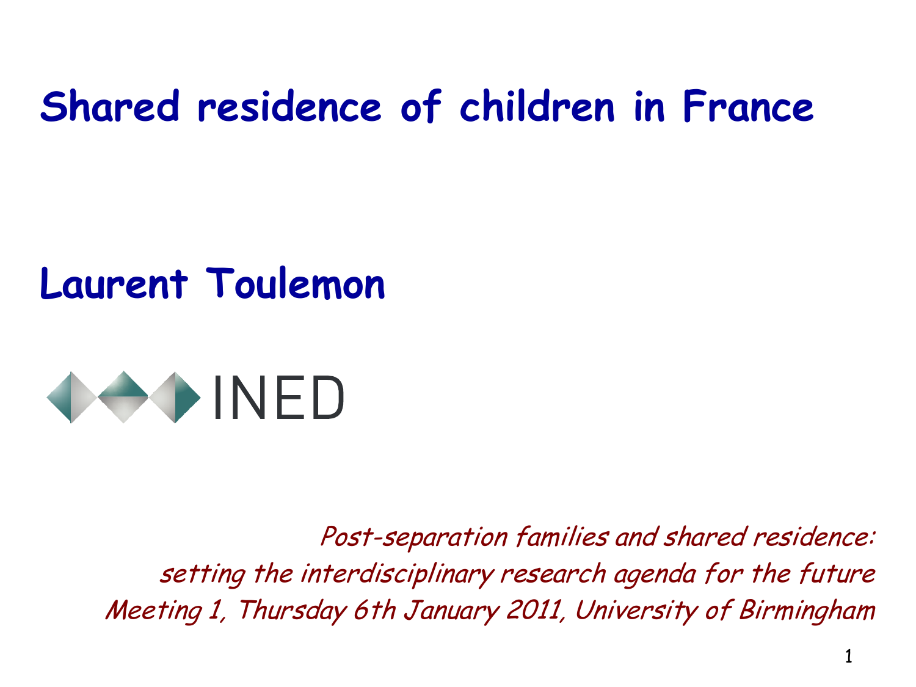# Shared residence of children in France

**Laurent Toulemon**

INED

*Post-separation families and shared residence: setting the interdisciplinary research agenda for the future*
*Meeting 1, Thursday 6th January 2011, University of Birmingham*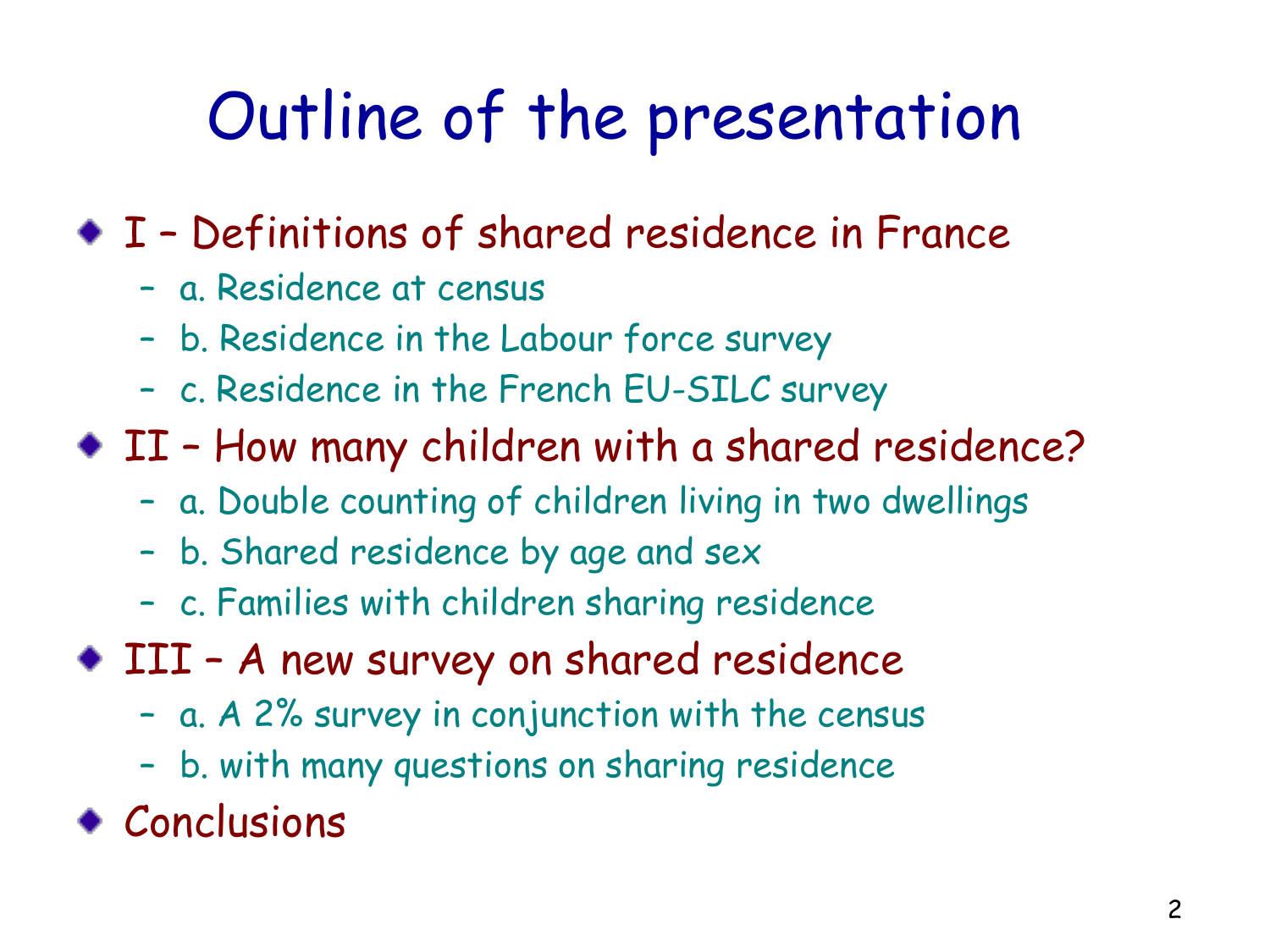# Outline of the presentation

- I – Definitions of shared residence in France
  - a. Residence at census
  - b. Residence in the Labour force survey
  - c. Residence in the French EU-SILC survey
- II – How many children with a shared residence?
  - a. Double counting of children living in two dwellings
  - b. Shared residence by age and sex
  - c. Families with children sharing residence
- III – A new survey on shared residence
  - a. A 2% survey in conjunction with the census
  - b. with many questions on sharing residence
- Conclusions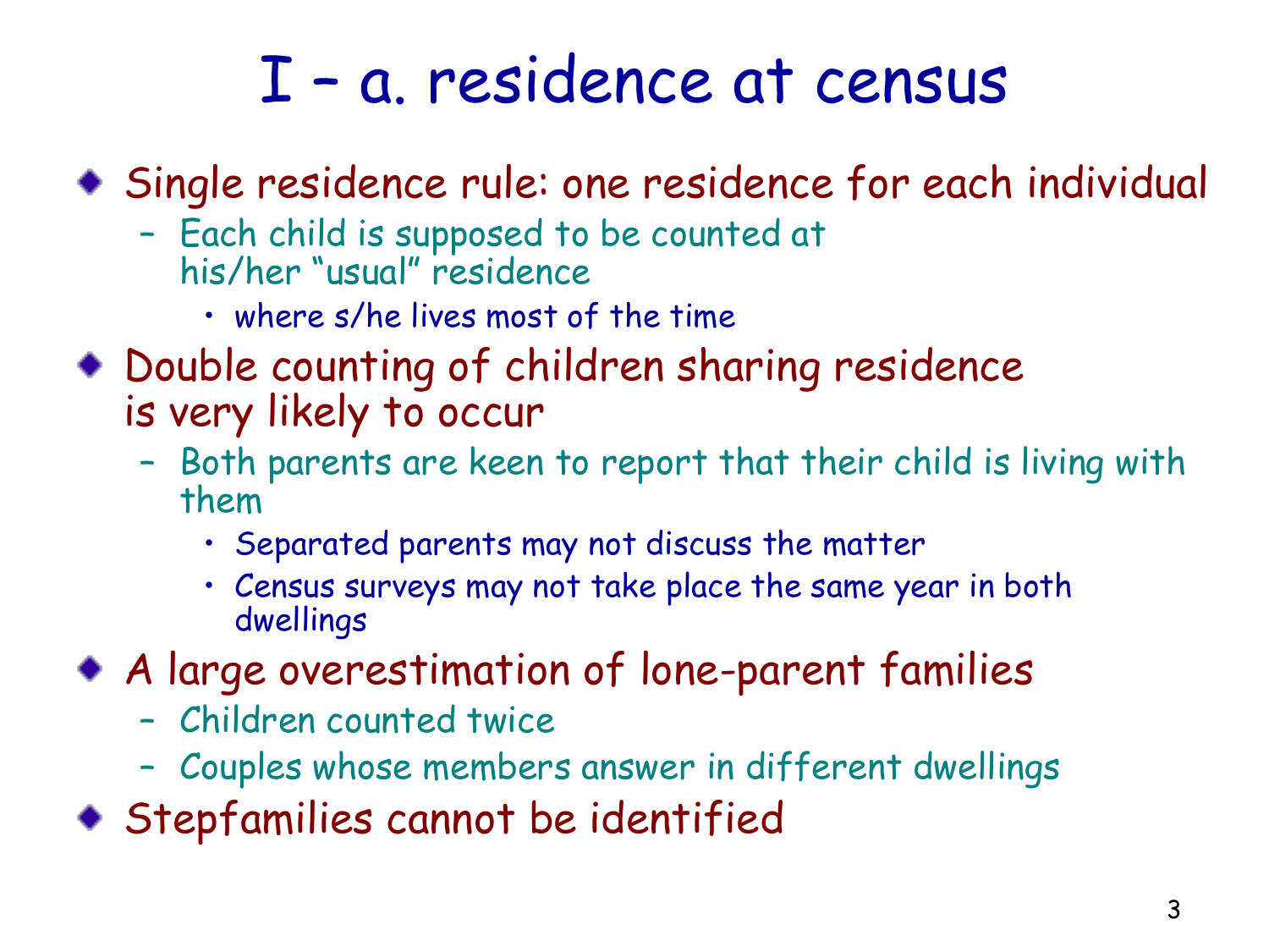# I – a. residence at census

- Single residence rule: one residence for each individual
  - Each child is supposed to be counted at his/her "usual" residence
    - where s/he lives most of the time
- Double counting of children sharing residence is very likely to occur
  - Both parents are keen to report that their child is living with them
    - Separated parents may not discuss the matter
    - Census surveys may not take place the same year in both dwellings
- A large overestimation of lone-parent families
  - Children counted twice
  - Couples whose members answer in different dwellings
- Stepfamilies cannot be identified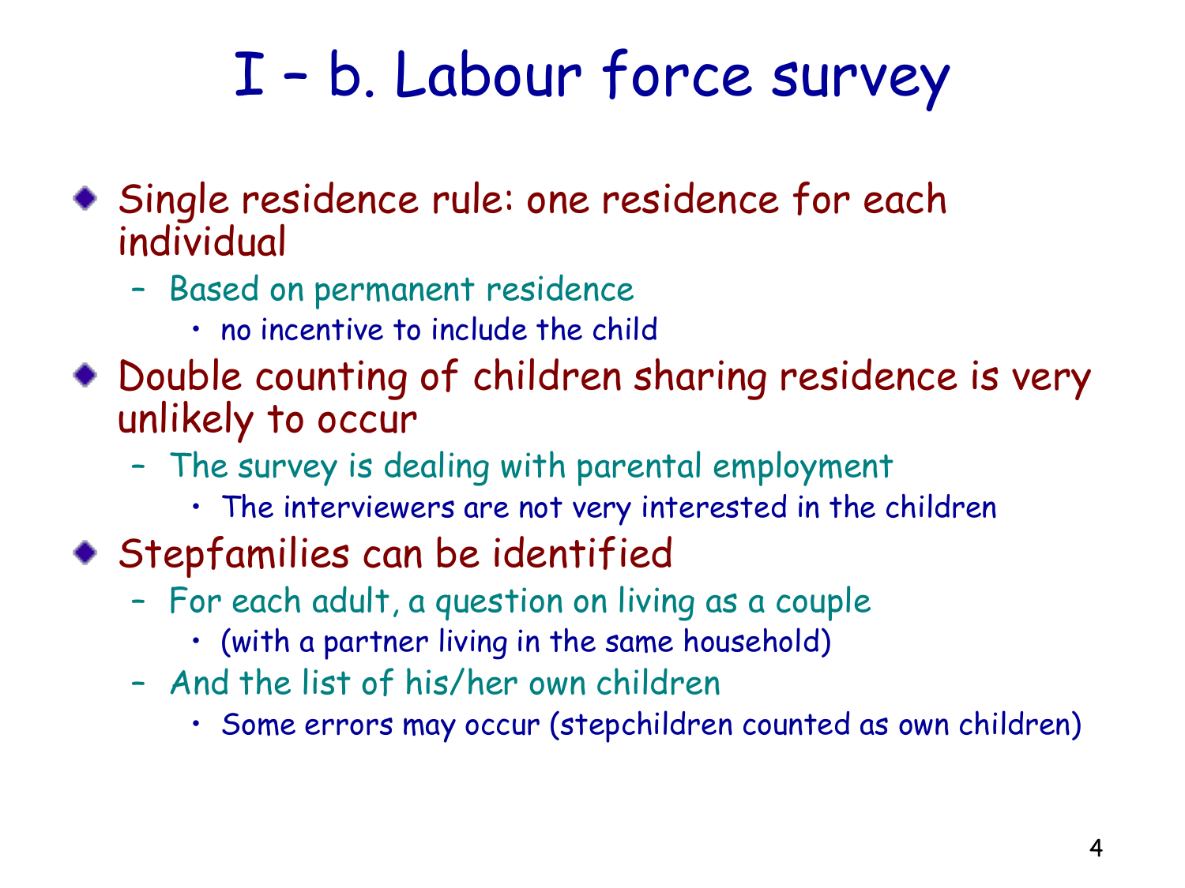# I – b. Labour force survey

- Single residence rule: one residence for each individual
  - Based on permanent residence
    - no incentive to include the child
- Double counting of children sharing residence is very unlikely to occur
  - The survey is dealing with parental employment
    - The interviewers are not very interested in the children
- Stepfamilies can be identified
  - For each adult, a question on living as a couple
    - (with a partner living in the same household)
  - And the list of his/her own children
    - Some errors may occur (stepchildren counted as own children)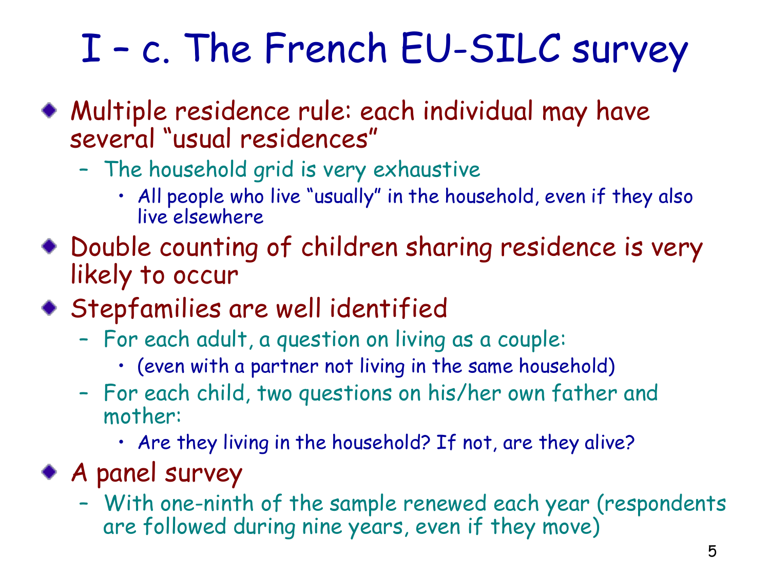# I – c. The French EU-SILC survey

- Multiple residence rule: each individual may have several "usual residences"
  - The household grid is very exhaustive
    - All people who live "usually" in the household, even if they also live elsewhere
- Double counting of children sharing residence is very likely to occur
- Stepfamilies are well identified
  - For each adult, a question on living as a couple:
    - (even with a partner not living in the same household)
  - For each child, two questions on his/her own father and mother:
    - Are they living in the household? If not, are they alive?
- A panel survey
  - With one-ninth of the sample renewed each year (respondents are followed during nine years, even if they move)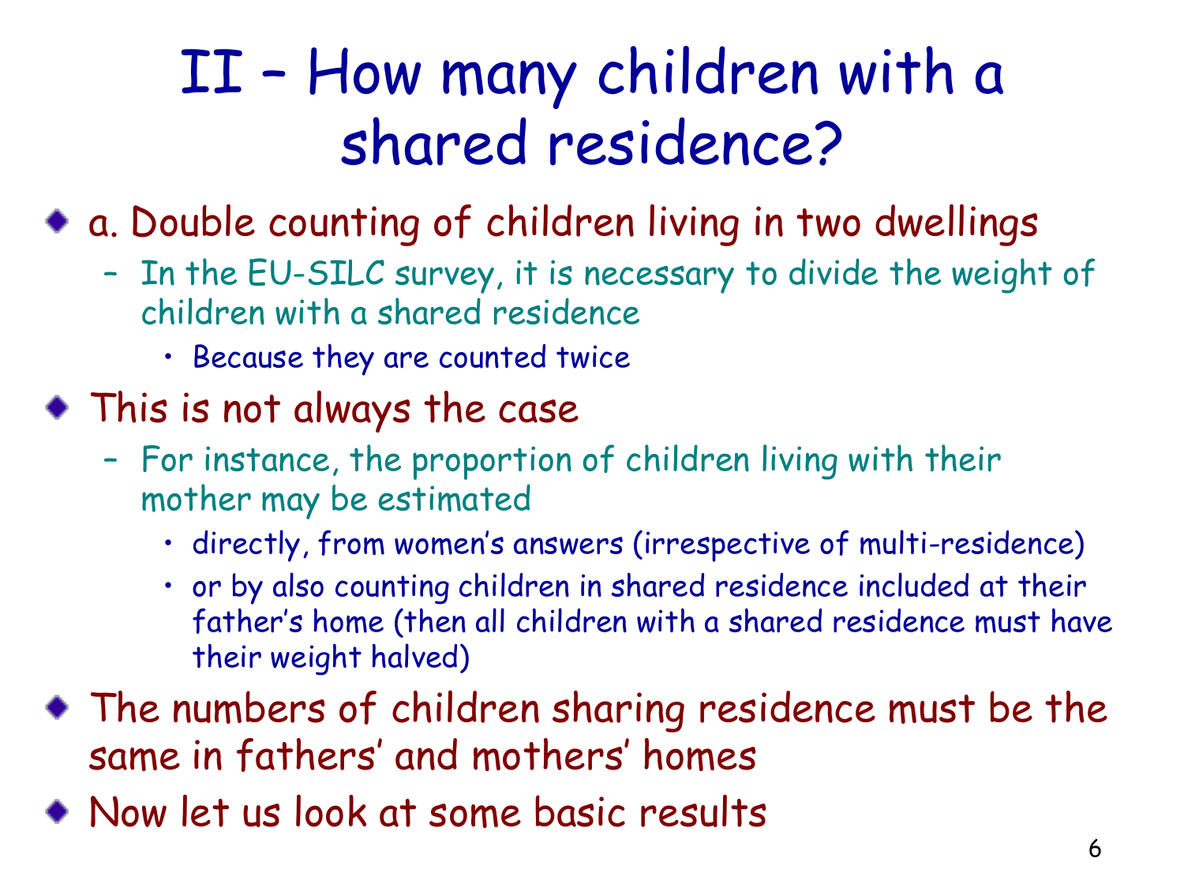# II – How many children with a shared residence?

- a. Double counting of children living in two dwellings
  - In the EU-SILC survey, it is necessary to divide the weight of children with a shared residence
    - Because they are counted twice
- This is not always the case
  - For instance, the proportion of children living with their mother may be estimated
    - directly, from women's answers (irrespective of multi-residence)
    - or by also counting children in shared residence included at their father's home (then all children with a shared residence must have their weight halved)
- The numbers of children sharing residence must be the same in fathers' and mothers' homes
- Now let us look at some basic results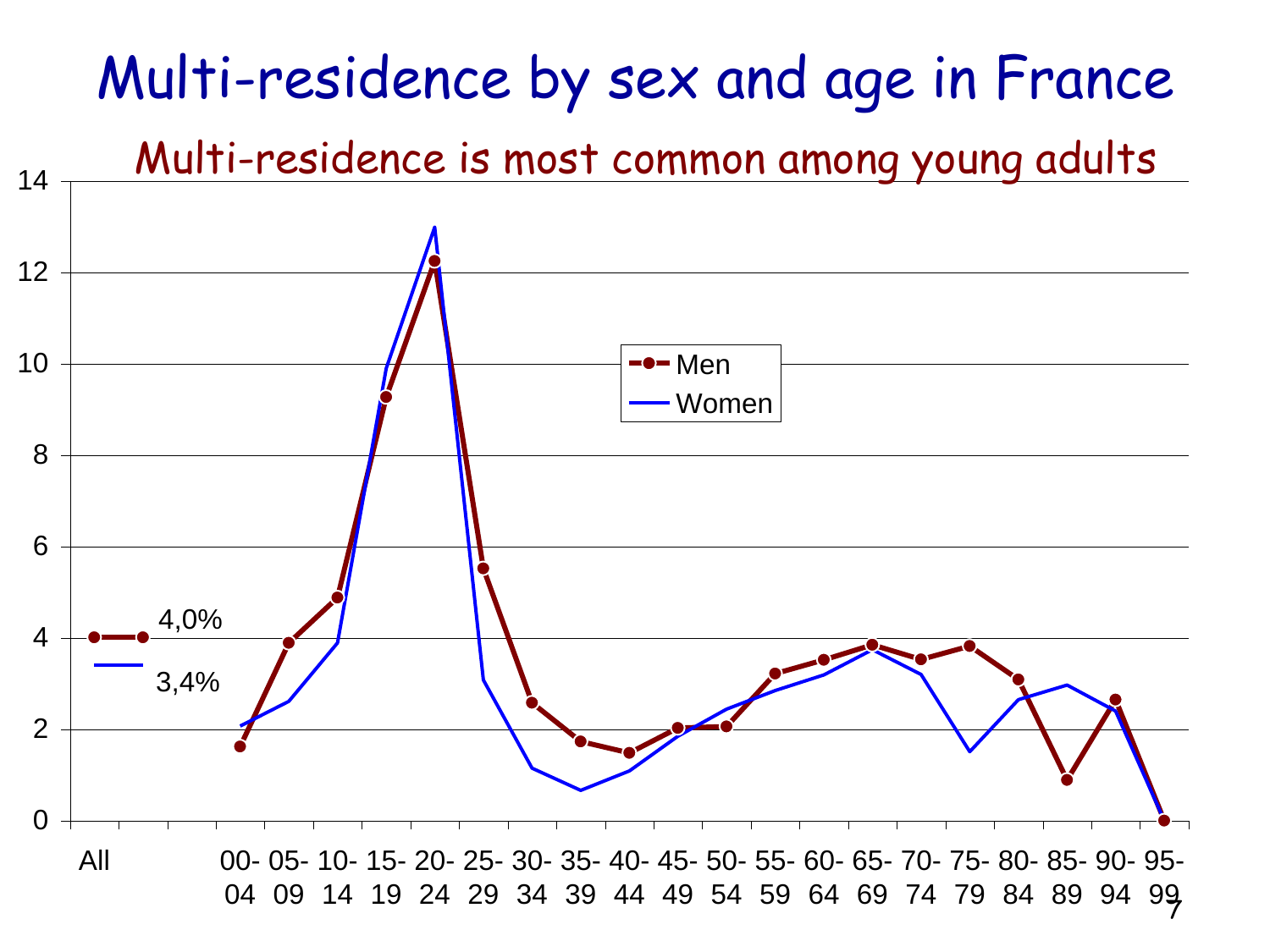# Multi-residence by sex and age in France

## Multi-residence is most common among young adults

Legend: Men, Women

All: Men 4,0%, Women 3,4%

Y-axis: 0, 2, 4, 6, 8, 10, 12, 14

X-axis: All, 00-04, 05-09, 10-14, 15-19, 20-24, 25-29, 30-34, 35-39, 40-44, 45-49, 50-54, 55-59, 60-64, 65-69, 70-74, 75-79, 80-84, 85-89, 90-94, 95-99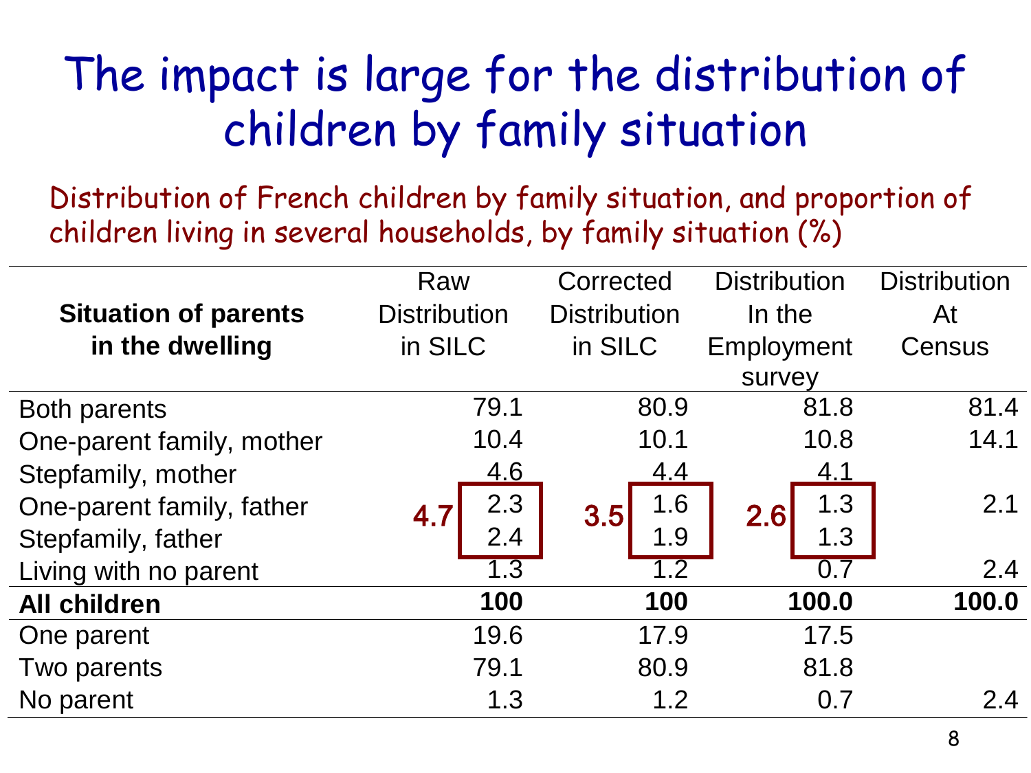# The impact is large for the distribution of children by family situation

Distribution of French children by family situation, and proportion of children living in several households, by family situation (%)

| Situation of parents in the dwelling | Raw Distribution in SILC | Corrected Distribution in SILC | Distribution In the Employment survey | Distribution At Census |
|---|---|---|---|---|
| Both parents | 79.1 | 80.9 | 81.8 | 81.4 |
| One-parent family, mother | 10.4 | 10.1 | 10.8 | 14.1 |
| Stepfamily, mother | 4.6 | 4.4 | 4.1 | |
| One-parent family, father | **4.7** 2.3 | **3.5** 1.6 | **2.6** 1.3 | 2.1 |
| Stepfamily, father | 2.4 | 1.9 | 1.3 | |
| Living with no parent | 1.3 | 1.2 | 0.7 | 2.4 |
| **All children** | **100** | **100** | **100.0** | **100.0** |
| One parent | 19.6 | 17.9 | 17.5 | |
| Two parents | 79.1 | 80.9 | 81.8 | |
| No parent | 1.3 | 1.2 | 0.7 | 2.4 |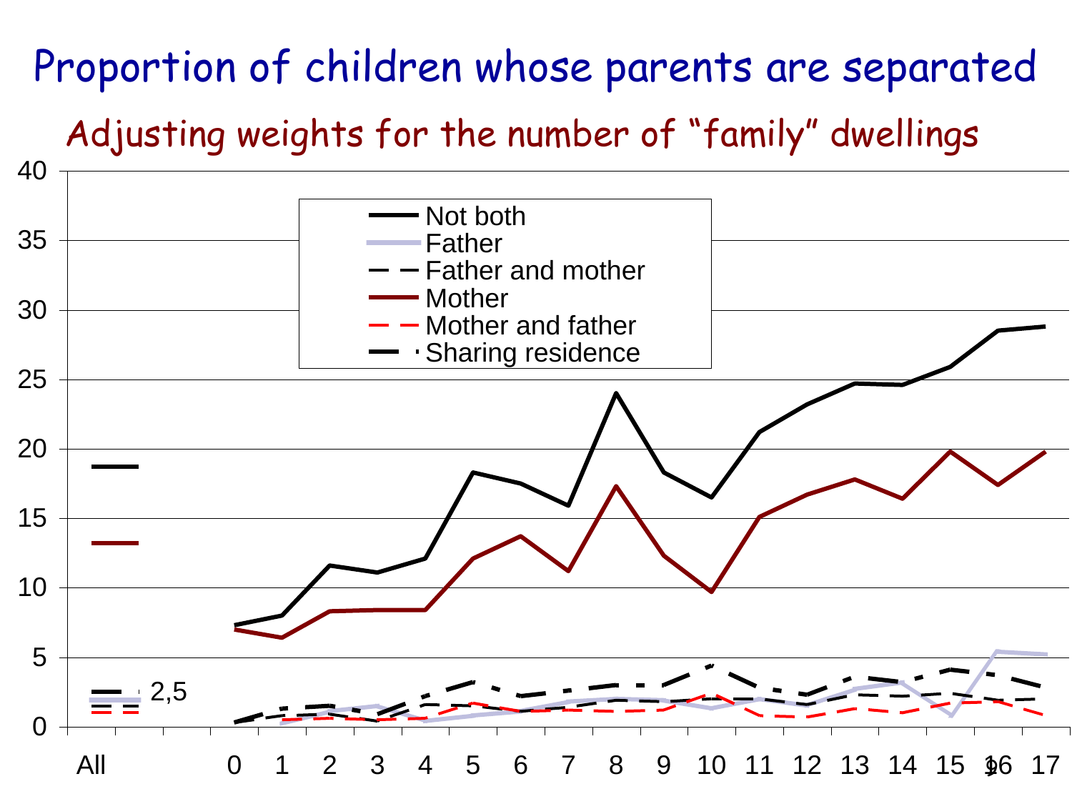# Proportion of children whose parents are separated

## Adjusting weights for the number of "family" dwellings

Legend:
- Not both
- Father
- Father and mother
- Mother
- Mother and father
- Sharing residence

Y-axis: 0, 5, 10, 15, 20, 25, 30, 35, 40

X-axis: All, 0, 1, 2, 3, 4, 5, 6, 7, 8, 9, 10, 11, 12, 13, 14, 15, 16, 17

2,5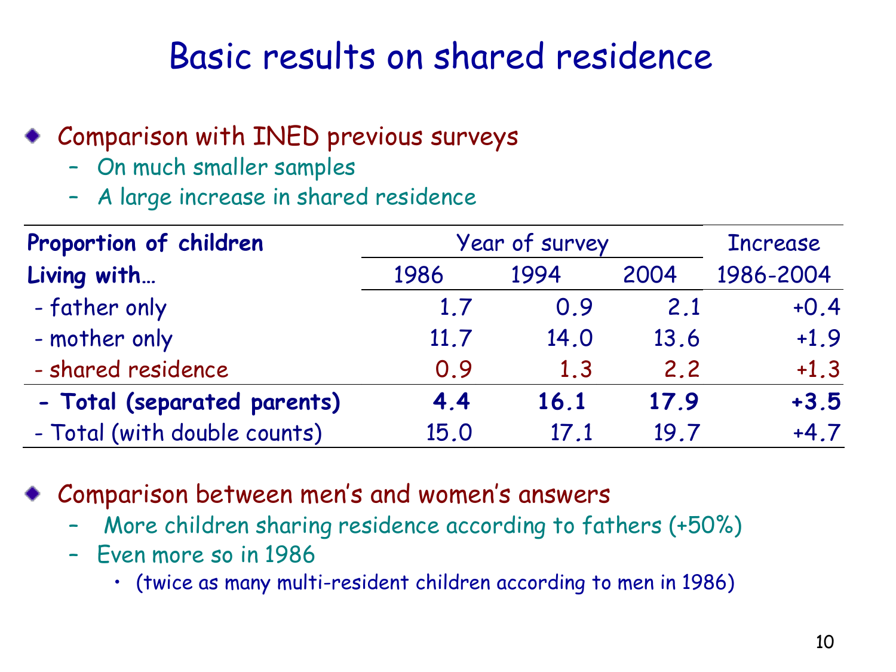# Basic results on shared residence

- Comparison with INED previous surveys
  - On much smaller samples
  - A large increase in shared residence

| **Proportion of children** | Year of survey | | | Increase |
|---|---|---|---|---|
| **Living with…** | 1986 | 1994 | 2004 | 1986-2004 |
| - father only | 1.7 | 0.9 | 2.1 | +0.4 |
| - mother only | 11.7 | 14.0 | 13.6 | +1.9 |
| - shared residence | 0.9 | 1.3 | 2.2 | +1.3 |
| **- Total (separated parents)** | **4.4** | **16.1** | **17.9** | **+3.5** |
| - Total (with double counts) | 15.0 | 17.1 | 19.7 | +4.7 |

- Comparison between men's and women's answers
  - More children sharing residence according to fathers (+50%)
  - Even more so in 1986
    - (twice as many multi-resident children according to men in 1986)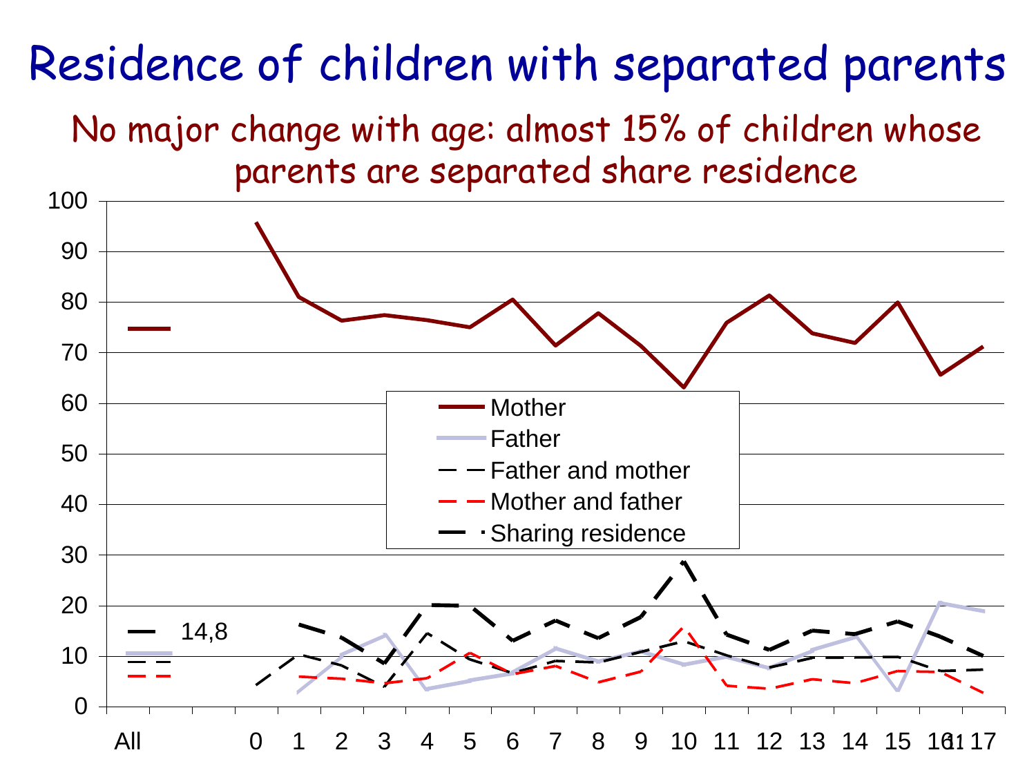# Residence of children with separated parents

## No major change with age: almost 15% of children whose parents are separated share residence

Legend: Mother; Father; Father and mother; Mother and father; Sharing residence

Y-axis: 0, 10, 20, 30, 40, 50, 60, 70, 80, 90, 100

X-axis: All, 0, 1, 2, 3, 4, 5, 6, 7, 8, 9, 10, 11, 12, 13, 14, 15, 16, 17

14,8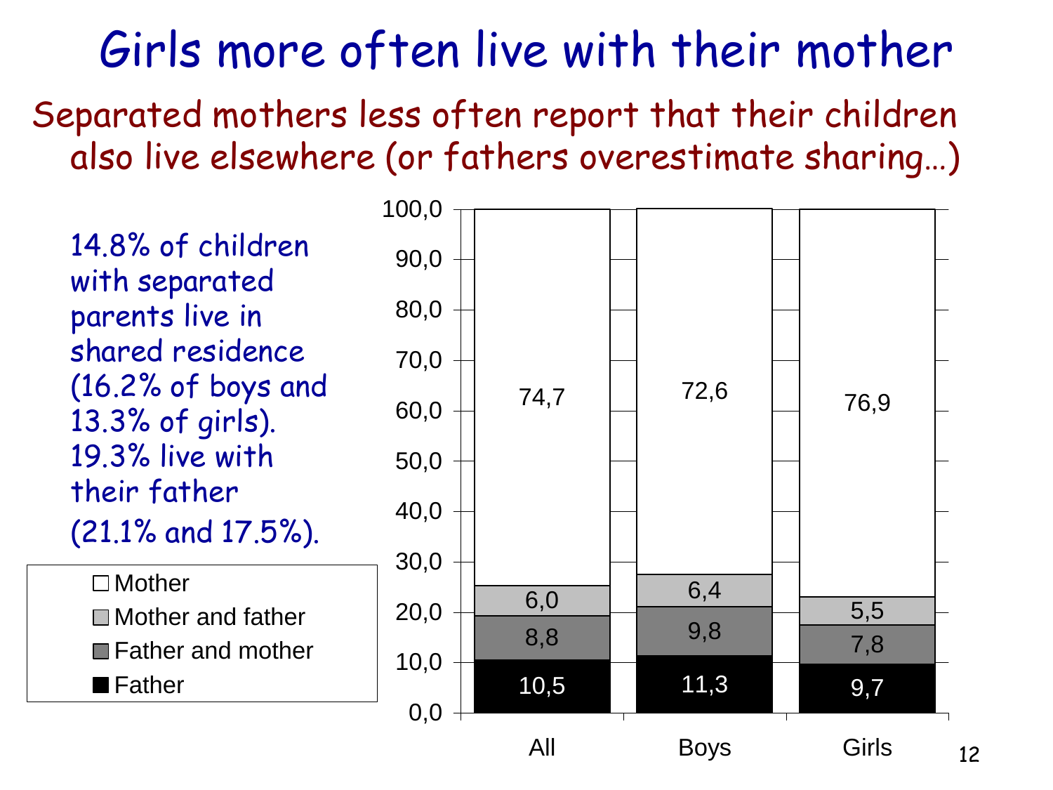# Girls more often live with their mother

## Separated mothers less often report that their children also live elsewhere (or fathers overestimate sharing…)

14.8% of children with separated parents live in shared residence (16.2% of boys and 13.3% of girls). 19.3% live with their father (21.1% and 17.5%).

| | All | Boys | Girls |
|---|---|---|---|
| Mother | 74,7 | 72,6 | 76,9 |
| Mother and father | 6,0 | 6,4 | 5,5 |
| Father and mother | 8,8 | 9,8 | 7,8 |
| Father | 10,5 | 11,3 | 9,7 |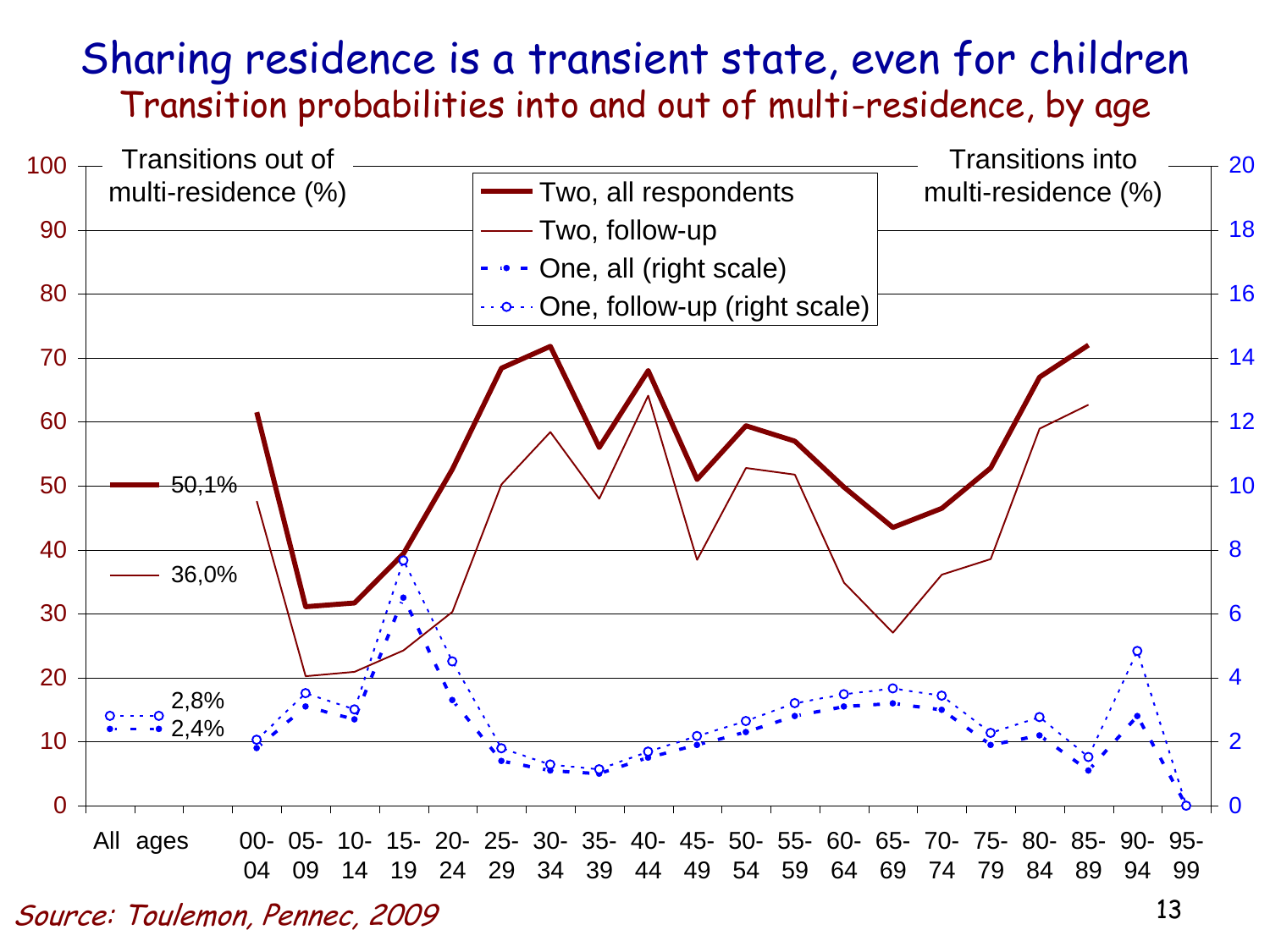# Sharing residence is a transient state, even for children

## Transition probabilities into and out of multi-residence, by age

Transitions out of multi-residence (%)

Transitions into multi-residence (%)

- Two, all respondents
- Two, follow-up
- One, all (right scale)
- One, follow-up (right scale)

All ages: 50,1% ; 36,0% ; 2,8% ; 2,4%

Age groups: 00-04, 05-09, 10-14, 15-19, 20-24, 25-29, 30-34, 35-39, 40-44, 45-49, 50-54, 55-59, 60-64, 65-69, 70-74, 75-79, 80-84, 85-89, 90-94, 95-99

*Source: Toulemon, Pennec, 2009*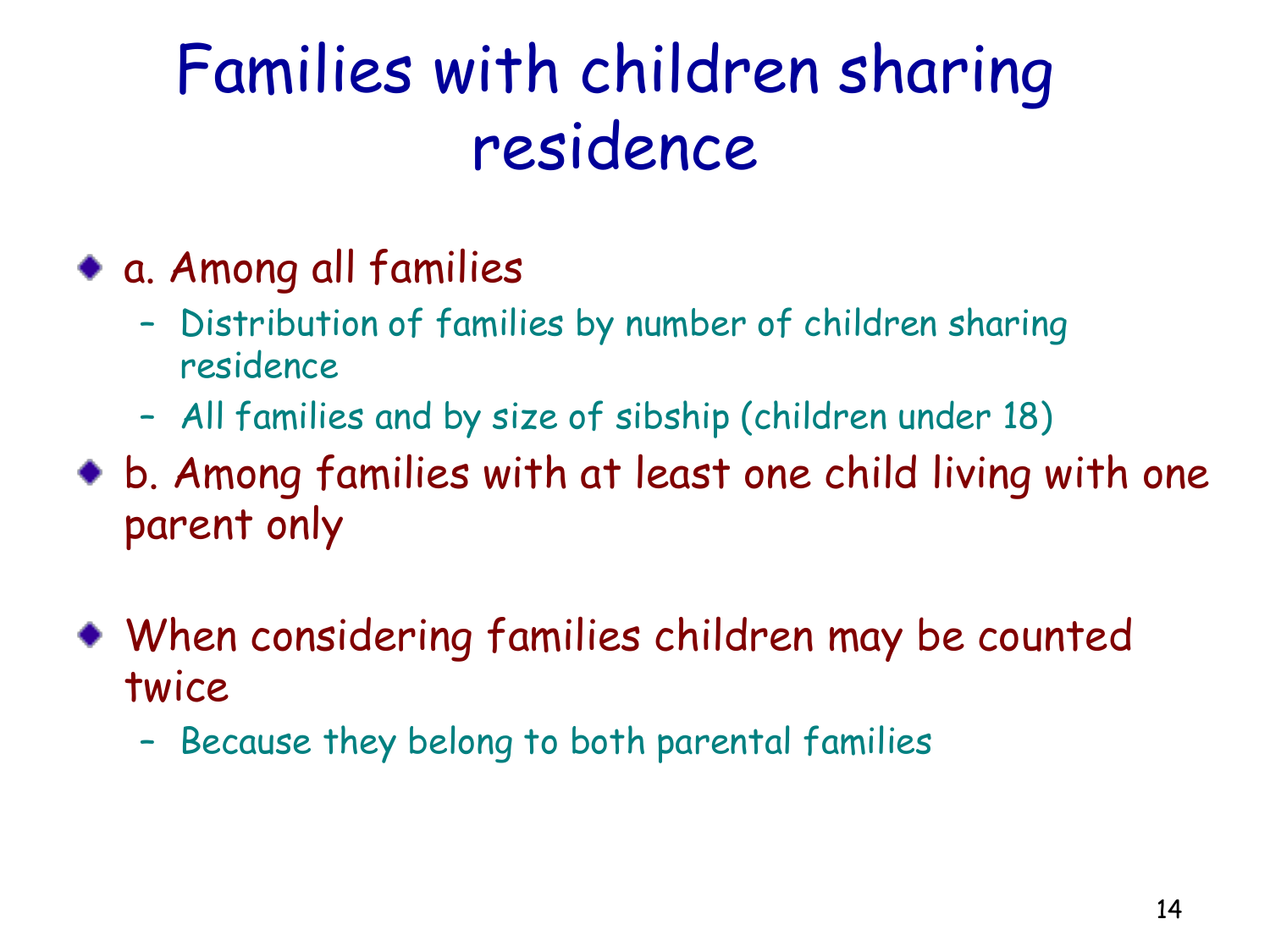# Families with children sharing residence

- a. Among all families
  - Distribution of families by number of children sharing residence
  - All families and by size of sibship (children under 18)
- b. Among families with at least one child living with one parent only
- When considering families children may be counted twice
  - Because they belong to both parental families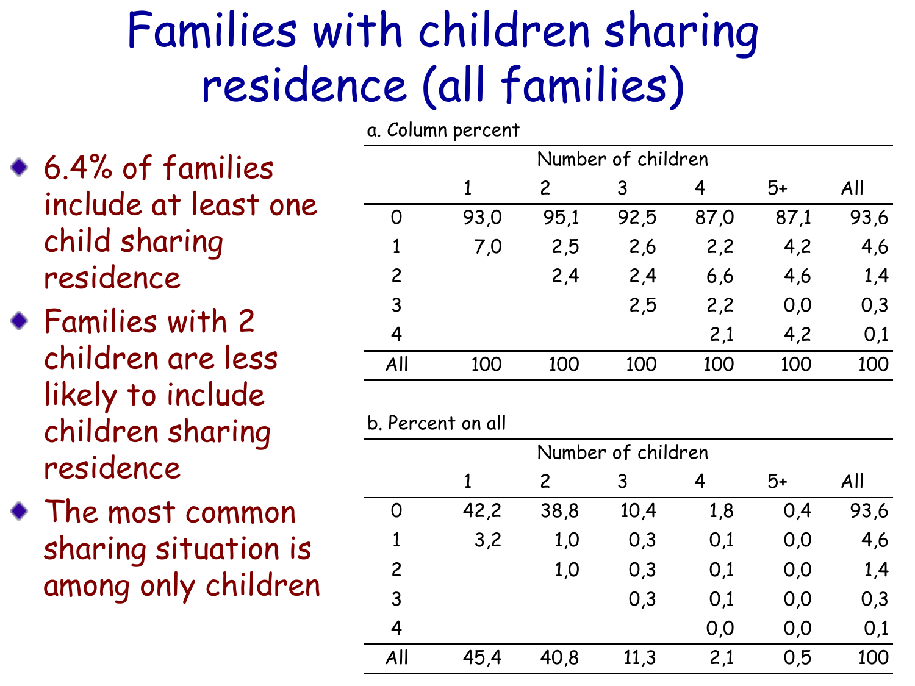# Families with children sharing residence (all families)

- 6.4% of families include at least one child sharing residence
- Families with 2 children are less likely to include children sharing residence
- The most common sharing situation is among only children

a. Column percent

| | Number of children | | | | | |
|---|---|---|---|---|---|---|
| | 1 | 2 | 3 | 4 | 5+ | All |
| 0 | 93,0 | 95,1 | 92,5 | 87,0 | 87,1 | 93,6 |
| 1 | 7,0 | 2,5 | 2,6 | 2,2 | 4,2 | 4,6 |
| 2 | | 2,4 | 2,4 | 6,6 | 4,6 | 1,4 |
| 3 | | | 2,5 | 2,2 | 0,0 | 0,3 |
| 4 | | | | 2,1 | 4,2 | 0,1 |
| All | 100 | 100 | 100 | 100 | 100 | 100 |

b. Percent on all

| | Number of children | | | | | |
|---|---|---|---|---|---|---|
| | 1 | 2 | 3 | 4 | 5+ | All |
| 0 | 42,2 | 38,8 | 10,4 | 1,8 | 0,4 | 93,6 |
| 1 | 3,2 | 1,0 | 0,3 | 0,1 | 0,0 | 4,6 |
| 2 | | 1,0 | 0,3 | 0,1 | 0,0 | 1,4 |
| 3 | | | 0,3 | 0,1 | 0,0 | 0,3 |
| 4 | | | | 0,0 | 0,0 | 0,1 |
| All | 45,4 | 40,8 | 11,3 | 2,1 | 0,5 | 100 |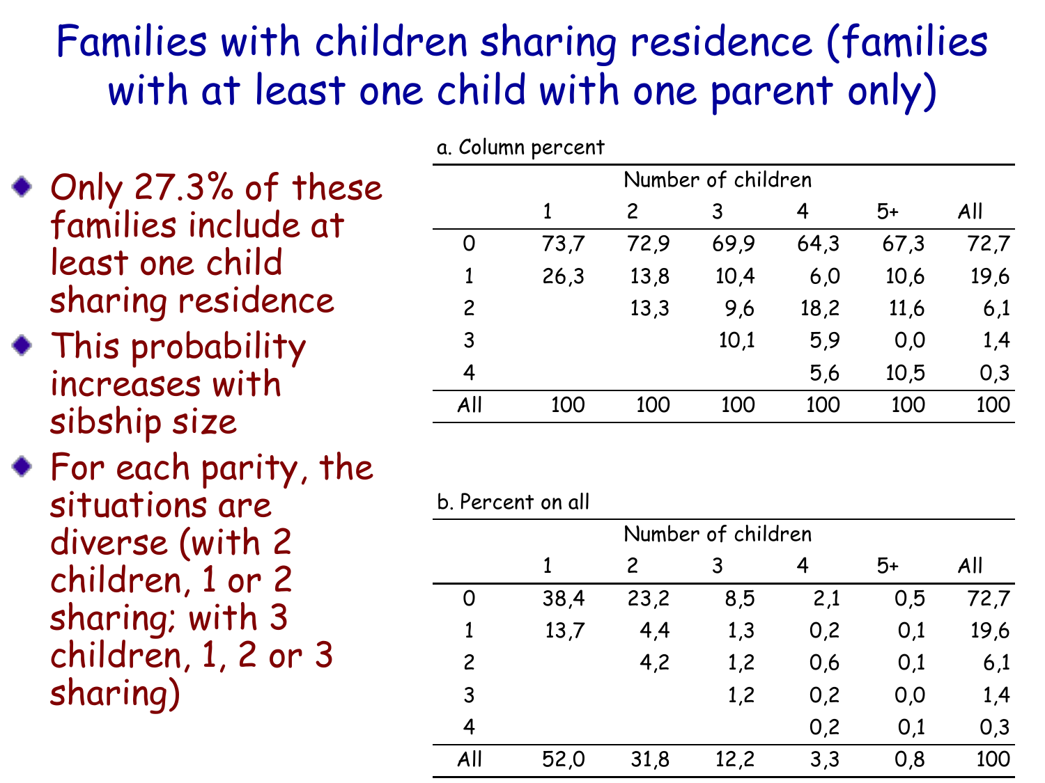# Families with children sharing residence (families with at least one child with one parent only)

- Only 27.3% of these families include at least one child sharing residence
- This probability increases with sibship size
- For each parity, the situations are diverse (with 2 children, 1 or 2 sharing; with 3 children, 1, 2 or 3 sharing)

a. Column percent

| | Number of children | | | | | |
|---|---|---|---|---|---|---|
| | 1 | 2 | 3 | 4 | 5+ | All |
| 0 | 73,7 | 72,9 | 69,9 | 64,3 | 67,3 | 72,7 |
| 1 | 26,3 | 13,8 | 10,4 | 6,0 | 10,6 | 19,6 |
| 2 | | 13,3 | 9,6 | 18,2 | 11,6 | 6,1 |
| 3 | | | 10,1 | 5,9 | 0,0 | 1,4 |
| 4 | | | | 5,6 | 10,5 | 0,3 |
| All | 100 | 100 | 100 | 100 | 100 | 100 |

b. Percent on all

| | Number of children | | | | | |
|---|---|---|---|---|---|---|
| | 1 | 2 | 3 | 4 | 5+ | All |
| 0 | 38,4 | 23,2 | 8,5 | 2,1 | 0,5 | 72,7 |
| 1 | 13,7 | 4,4 | 1,3 | 0,2 | 0,1 | 19,6 |
| 2 | | 4,2 | 1,2 | 0,6 | 0,1 | 6,1 |
| 3 | | | 1,2 | 0,2 | 0,0 | 1,4 |
| 4 | | | | 0,2 | 0,1 | 0,3 |
| All | 52,0 | 31,8 | 12,2 | 3,3 | 0,8 | 100 |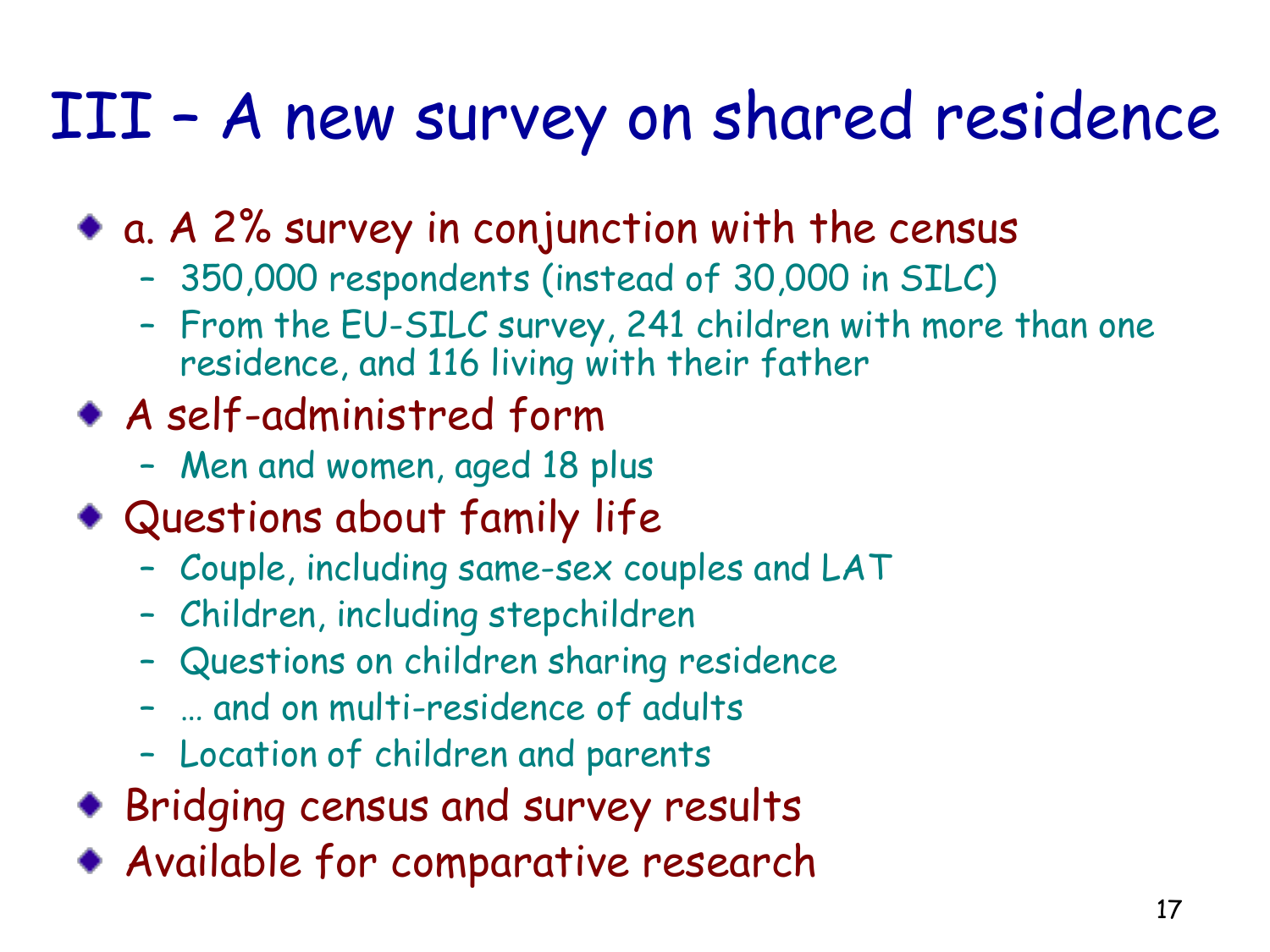# III – A new survey on shared residence

- a. A 2% survey in conjunction with the census
  - 350,000 respondents (instead of 30,000 in SILC)
  - From the EU-SILC survey, 241 children with more than one residence, and 116 living with their father
- A self-administred form
  - Men and women, aged 18 plus
- Questions about family life
  - Couple, including same-sex couples and LAT
  - Children, including stepchildren
  - Questions on children sharing residence
  - … and on multi-residence of adults
  - Location of children and parents
- Bridging census and survey results
- Available for comparative research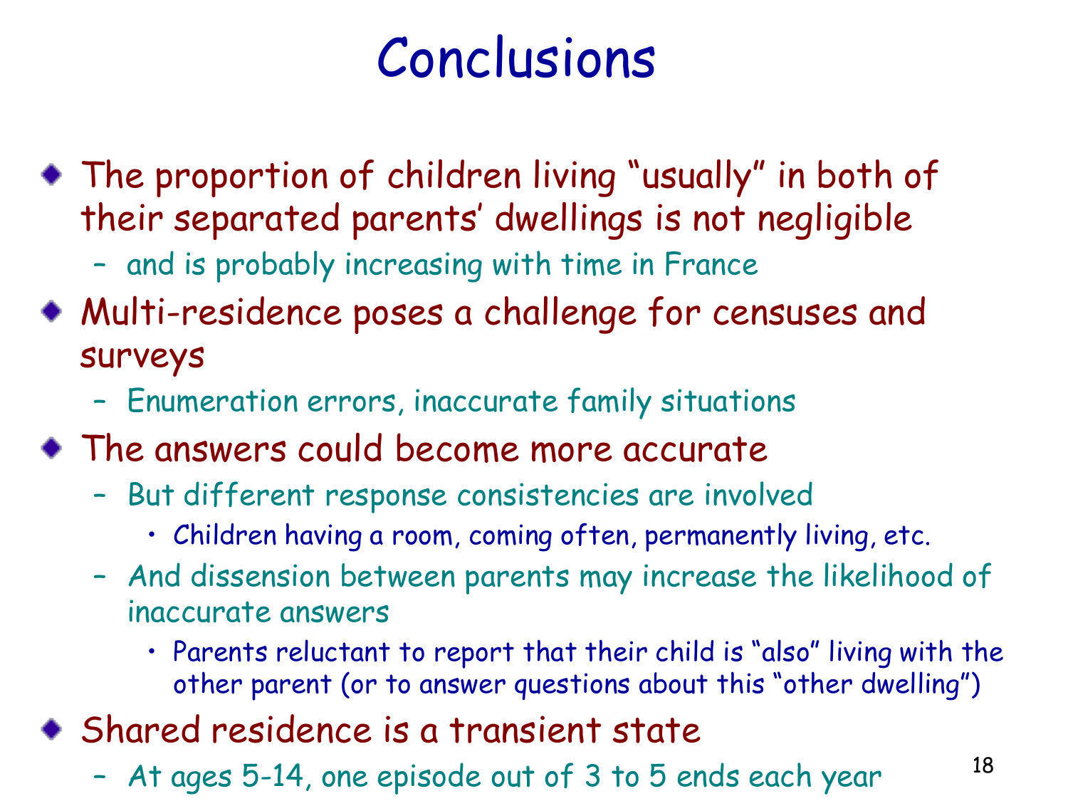# Conclusions

- The proportion of children living “usually” in both of their separated parents’ dwellings is not negligible
  - and is probably increasing with time in France
- Multi-residence poses a challenge for censuses and surveys
  - Enumeration errors, inaccurate family situations
- The answers could become more accurate
  - But different response consistencies are involved
    - Children having a room, coming often, permanently living, etc.
  - And dissension between parents may increase the likelihood of inaccurate answers
    - Parents reluctant to report that their child is “also” living with the other parent (or to answer questions about this “other dwelling”)
- Shared residence is a transient state
  - At ages 5-14, one episode out of 3 to 5 ends each year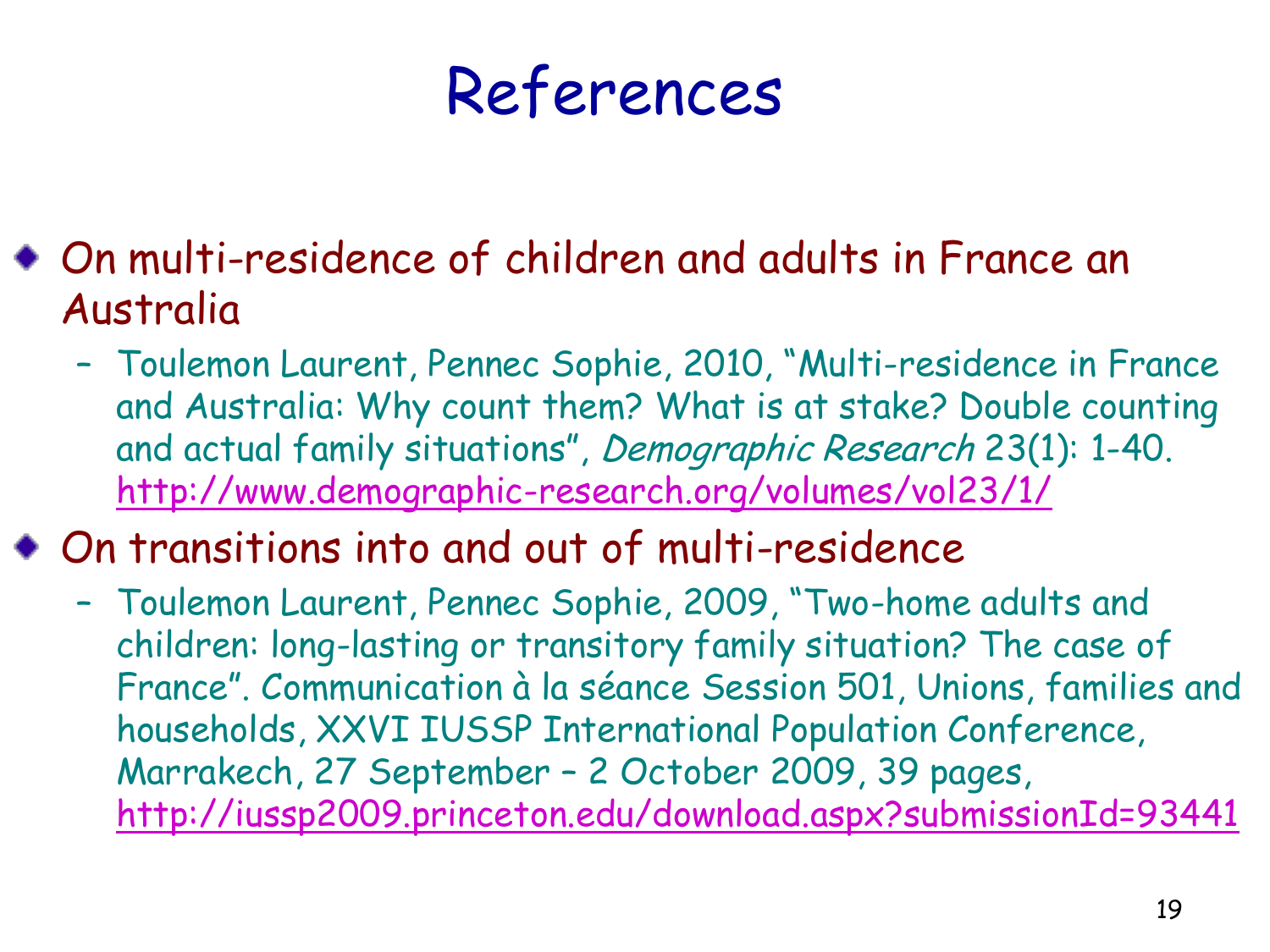# References

- On multi-residence of children and adults in France an Australia
  - Toulemon Laurent, Pennec Sophie, 2010, “Multi-residence in France and Australia: Why count them? What is at stake? Double counting and actual family situations”, *Demographic Research* 23(1): 1-40. http://www.demographic-research.org/volumes/vol23/1/
- On transitions into and out of multi-residence
  - Toulemon Laurent, Pennec Sophie, 2009, “Two-home adults and children: long-lasting or transitory family situation? The case of France”. Communication à la séance Session 501, Unions, families and households, XXVI IUSSP International Population Conference, Marrakech, 27 September – 2 October 2009, 39 pages, http://iussp2009.princeton.edu/download.aspx?submissionId=93441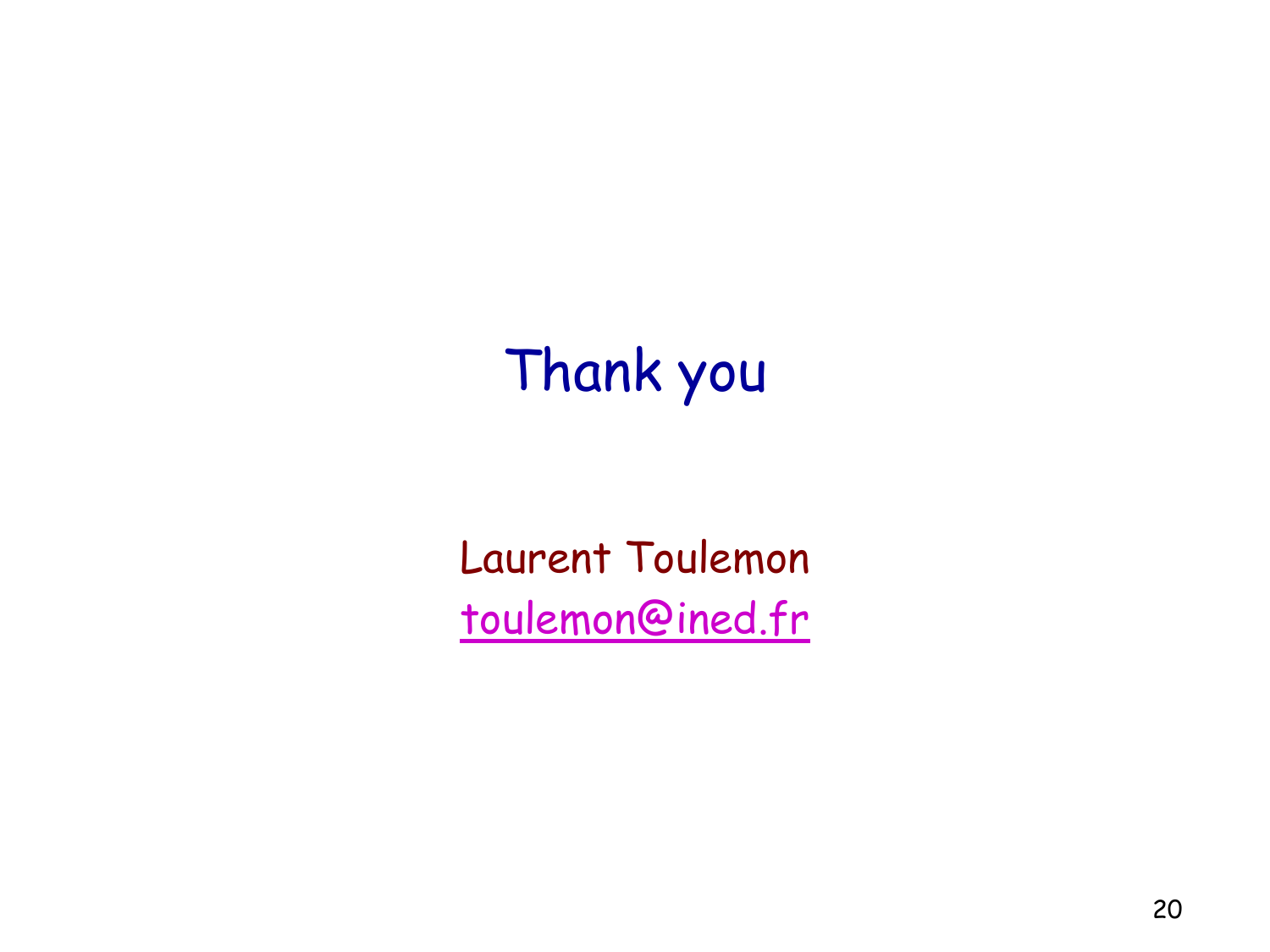# Thank you

Laurent Toulemon

toulemon@ined.fr